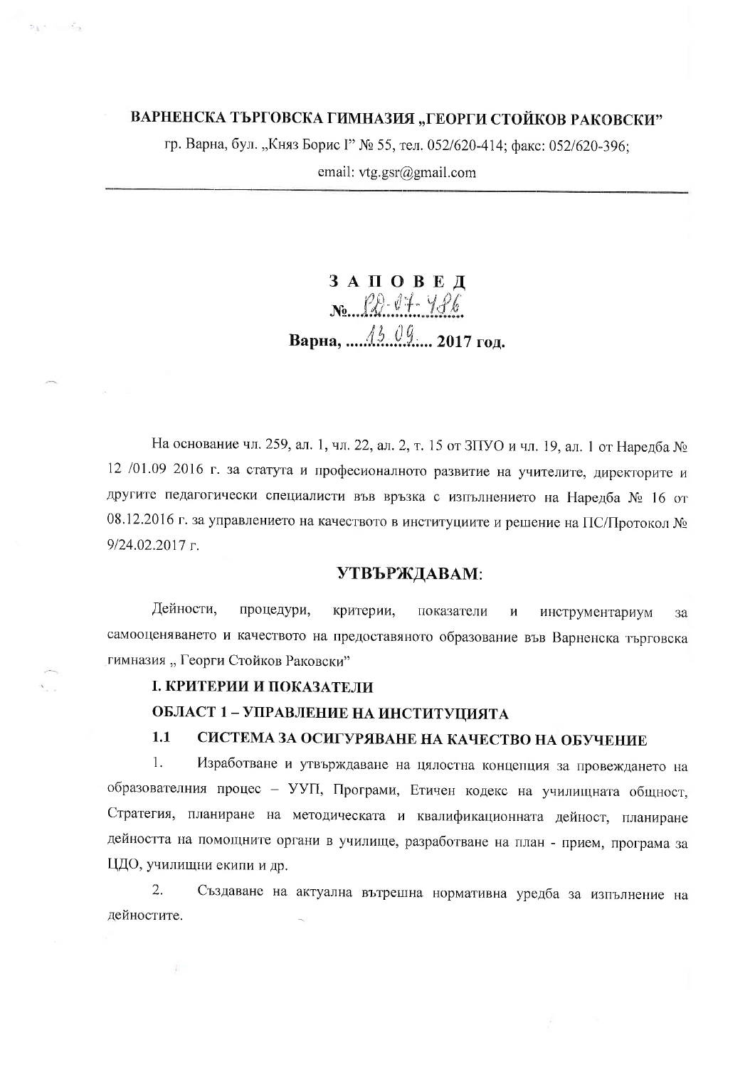**ВАРНЕНСКА ТЪРГОВСКА ГИМНАЗИЯ „ГЕОРГИ СТОЙКОВ РАКОВСКИ"**

гр. Варна, бул. „Княз Борис I" № 55, тел. 052/620-414; факс: 052/620-396;

email: vtg.gsr@gmail.com

---

# З А П О В Е Д

**№ РД-07-486**

**Варна, 13.09. 2017 год.**

На основание чл. 259, ал. 1, чл. 22, ал. 2, т. 15 от ЗПУО и чл. 19, ал. 1 от Наредба № 12 /01.09 2016 г. за статута и професионалното развитие на учителите, директорите и другите педагогически специалисти във връзка с изпълнението на Наредба № 16 от 08.12.2016 г. за управлението на качеството в институциите и решение на ПС/Протокол № 9/24.02.2017 г.

## УТВЪРЖДАВАМ:

Дейности, процедури, критерии, показатели и инструментариум за самооценяването и качеството на предоставяното образование във Варненска търговска гимназия „ Георги Стойков Раковски"

### I. КРИТЕРИИ И ПОКАЗАТЕЛИ

### ОБЛАСТ 1 – УПРАВЛЕНИЕ НА ИНСТИТУЦИЯТА

### 1.1 СИСТЕМА ЗА ОСИГУРЯВАНЕ НА КАЧЕСТВО НА ОБУЧЕНИЕ

1. Изработване и утвърждаване на цялостна концепция за провеждането на образователния процес – УУП, Програми, Етичен кодекс на училищната общност, Стратегия, планиране на методическата и квалификационната дейност, планиране дейността на помощните органи в училище, разработване на план - прием, програма за ЦДО, училищни екипи и др.

2. Създаване на актуална вътрешна нормативна уредба за изпълнение на дейностите.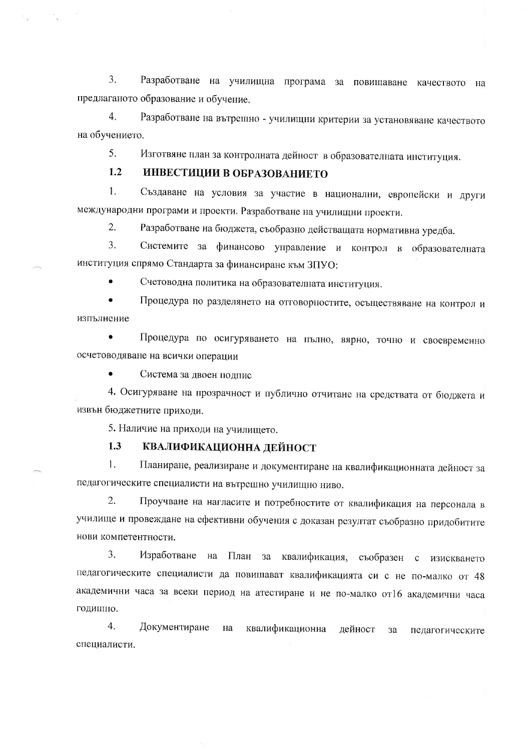3. Разработване на училищна програма за повишаване качеството на предлаганото образование и обучение.

4. Разработване на вътрешно - училищни критерии за установяване качеството на обучението.

5. Изготвяне план за контролната дейност в образователната институция.

### 1.2 ИНВЕСТИЦИИ В ОБРАЗОВАНИЕТО

1. Създаване на условия за участие в национални, европейски и други международни програми и проекти. Разработване на училищни проекти.

2. Разработване на бюджета, съобразно действащата нормативна уредба.

3. Системите за финансово управление и контрол в образователната институция спрямо Стандарта за финансиране към ЗПУО:

- Счетоводна политика на образователната институция.
- Процедура по разделянето на отговорностите, осъществяване на контрол и изпълнение
- Процедура по осигуряването на пълно, вярно, точно и своевременно осчетоводяване на всички операции
- Система за двоен подпис

4. Осигуряване на прозрачност и публично отчитане на средствата от бюджета и извън бюджетните приходи.

5. Наличие на приходи на училището.

### 1.3 КВАЛИФИКАЦИОННА ДЕЙНОСТ

1. Планиране, реализиране и документиране на квалификационната дейност за педагогическите специалисти на вътрешно училищно ниво.

2. Проучване на нагласите и потребностите от квалификация на персонала в училище и провеждане на ефективни обучения с доказан резултат съобразно придобитите нови компетентности.

3. Изработване на План за квалификация, съобразен с изискването педагогическите специалисти да повишават квалификацията си с не по-малко от 48 академични часа за всеки период на атестиране и не по-малко от16 академични часа годишно.

4. Документиране на квалификационна дейност за педагогическите специалисти.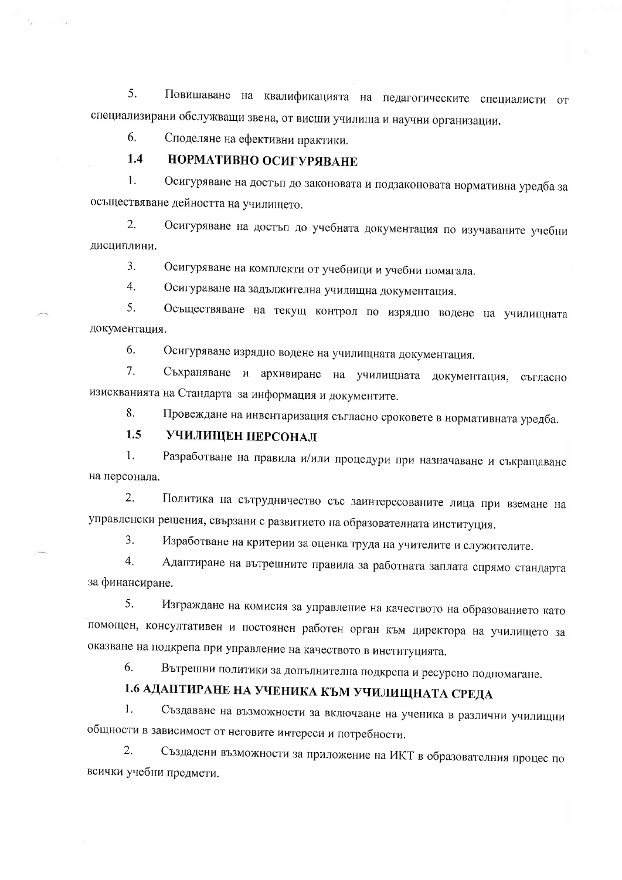5. Повишаване на квалификацията на педагогическите специалисти от специализирани обслужващи звена, от висши училища и научни организации.

6. Споделяне на ефективни практики.

### 1.4 НОРМАТИВНО ОСИГУРЯВАНЕ

1. Осигуряване на достъп до законовата и подзаконовата нормативна уредба за осъществяване дейността на училището.

2. Осигуряване на достъп до учебната документация по изучаваните учебни дисциплини.

3. Осигуряване на комплекти от учебници и учебни помагала.

4. Осигураване на задължителна училищна документация.

5. Осъществяване на текущ контрол по изрядно водене на училищната документация.

6. Осигуряване изрядно водене на училищната документация.

7. Съхраняване и архивиране на училищната документация, съгласно изискванията на Стандарта за информация и документите.

8. Провеждане на инвентаризация съгласно сроковете в нормативната уредба.

### 1.5 УЧИЛИЩЕН ПЕРСОНАЛ

1. Разработване на правила и/или процедури при назначаване и съкращаване на персонала.

2. Политика на сътрудничество със заинтересованите лица при вземане на управленски решения, свързани с развитието на образователната институция.

3. Изработване на критерии за оценка труда на учителите и служителите.

4. Адаптиране на вътрешните правила за работната заплата спрямо стандарта за финансиране.

5. Изграждане на комисия за управление на качеството на образованието като помощен, консултативен и постоянен работен орган към директора на училището за оказване на подкрепа при управление на качеството в институцията.

6. Вътрешни политики за допълнителна подкрепа и ресурсно подпомагане.

### 1.6 АДАПТИРАНЕ НА УЧЕНИКА КЪМ УЧИЛИЩНАТА СРЕДА

1. Създаване на възможности за включване на ученика в различни училищни общности в зависимост от неговите интереси и потребности.

2. Създадени възможности за приложение на ИКТ в образователния процес по всички учебни предмети.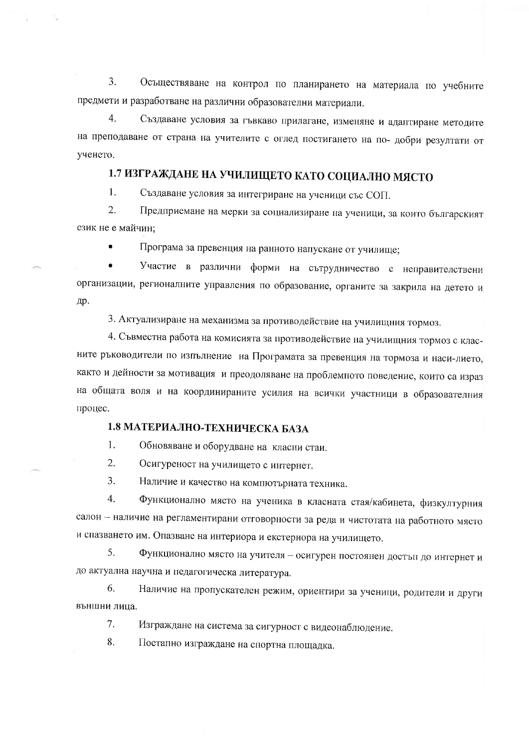3. Осъществяване на контрол по планирането на материала по учебните предмети и разработване на различни образователни материали.

4. Създаване условия за гъвкаво прилагане, изменяне и адаптиране методите на преподаване от страна на учителите с оглед постигането на по- добри резултати от ученето.

## 1.7 ИЗГРАЖДАНЕ НА УЧИЛИЩЕТО КАТО СОЦИАЛНО МЯСТО

1. Създаване условия за интегриране на ученици със СОП.

2. Предприемане на мерки за социализиране на ученици, за които българският език не е майчин;

- Програма за превенция на ранното напускане от училище;
- Участие в различни форми на сътрудничество с неправителствени организации, регионалните управления по образование, органите за закрила на детето и др.

3. Актуализиране на механизма за противодействие на училищния тормоз.

4. Съвместна работа на комисията за противодействие на училищния тормоз с клас-ните ръководители по изпълнение на Програмата за превенция на тормоза и наси-лието, както и дейности за мотивация и преодоляване на проблемното поведение, които са израз на общата воля и на координираните усилия на всички участници в образователния процес.

## 1.8 МАТЕРИАЛНО-ТЕХНИЧЕСКА БАЗА

1. Обновяване и оборудване на класни стаи.

2. Осигуреност на училището с интернет.

3. Наличие и качество на компютърната техника.

4. Функционално място на ученика в класната стая/кабинета, физкултурния салон – наличие на регламентирани отговорности за реда и чистотата на работното място и спазването им. Опазване на интериора и екстериора на училището.

5. Функционално място на учителя – осигурен постоянен достъп до интернет и до актуална научна и педагогическа литература.

6. Наличие на пропускателен режим, ориентири за ученици, родители и други външни лица.

7. Изграждане на система за сигурност с видеонаблюдение.

8. Поетапно изграждане на спортна площадка.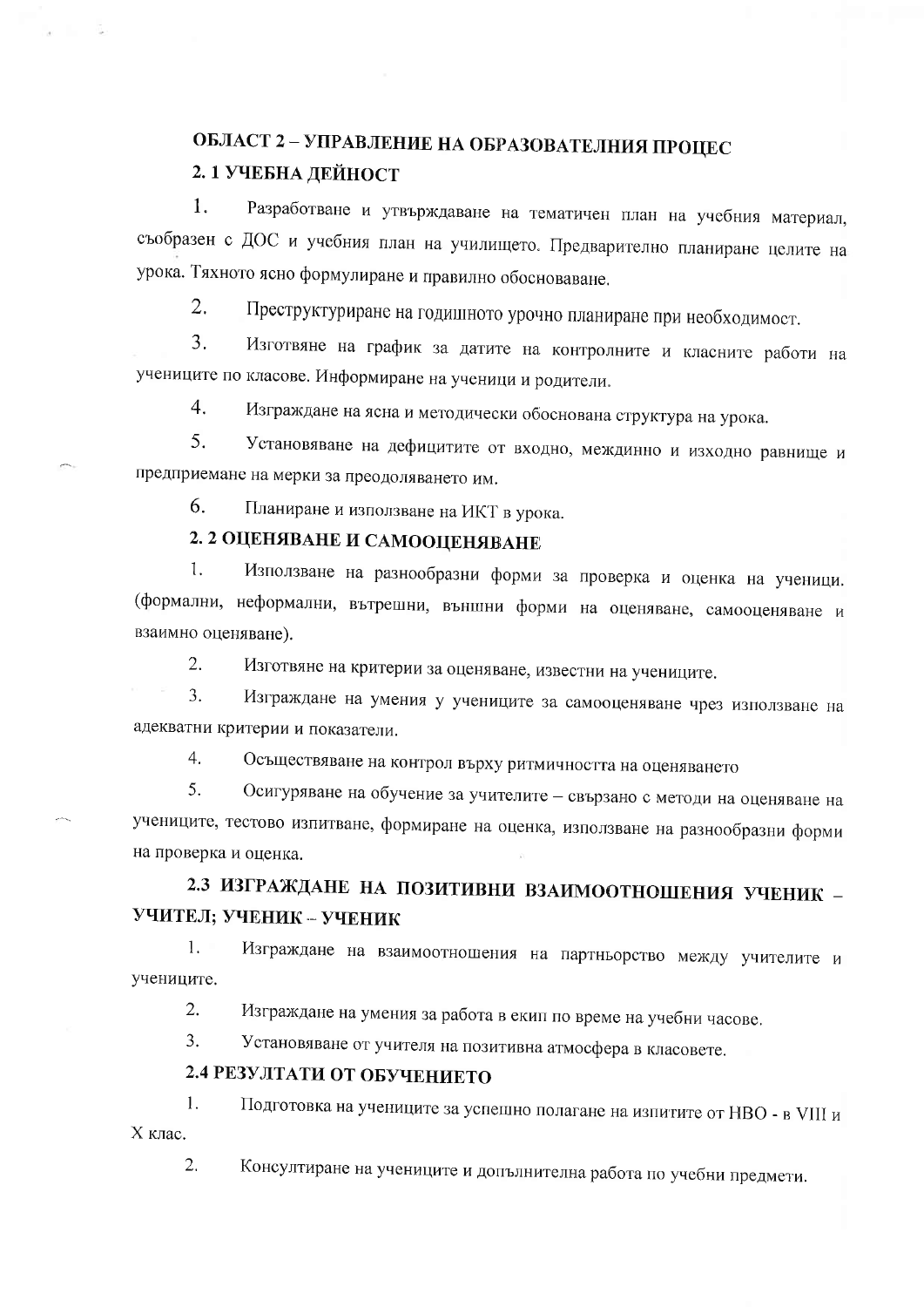## ОБЛАСТ 2 – УПРАВЛЕНИЕ НА ОБРАЗОВАТЕЛНИЯ ПРОЦЕС

### 2. 1 УЧЕБНА ДЕЙНОСТ

1. Разработване и утвърждаване на тематичен план на учебния материал, съобразен с ДОС и учебния план на училището. Предварително планиране целите на урока. Тяхното ясно формулиране и правилно обосноваване.
2. Преструктуриране на годишното урочно планиране при необходимост.
3. Изготвяне на график за датите на контролните и класните работи на учениците по класове. Информиране на ученици и родители.
4. Изграждане на ясна и методически обоснована структура на урока.
5. Установяване на дефицитите от входно, междинно и изходно равнище и предприемане на мерки за преодоляването им.
6. Планиране и използване на ИКТ в урока.

### 2. 2 ОЦЕНЯВАНЕ И САМООЦЕНЯВАНЕ

1. Използване на разнообразни форми за проверка и оценка на ученици. (формални, неформални, вътрешни, външни форми на оценяване, самооценяване и взаимно оценяване).
2. Изготвяне на критерии за оценяване, известни на учениците.
3. Изграждане на умения у учениците за самооценяване чрез използване на адекватни критерии и показатели.
4. Осъществяване на контрол върху ритмичността на оценяването
5. Осигуряване на обучение за учителите – свързано с методи на оценяване на учениците, тестово изпитване, формиране на оценка, използване на разнообразни форми на проверка и оценка.

### 2.3 ИЗГРАЖДАНЕ НА ПОЗИТИВНИ ВЗАИМООТНОШЕНИЯ УЧЕНИК – УЧИТЕЛ; УЧЕНИК – УЧЕНИК

1. Изграждане на взаимоотношения на партньорство между учителите и учениците.
2. Изграждане на умения за работа в екип по време на учебни часове.
3. Установяване от учителя на позитивна атмосфера в класовете.

### 2.4 РЕЗУЛТАТИ ОТ ОБУЧЕНИЕТО

1. Подготовка на учениците за успешно полагане на изпитите от НВО - в VIII и X клас.
2. Консултиране на учениците и допълнителна работа по учебни предмети.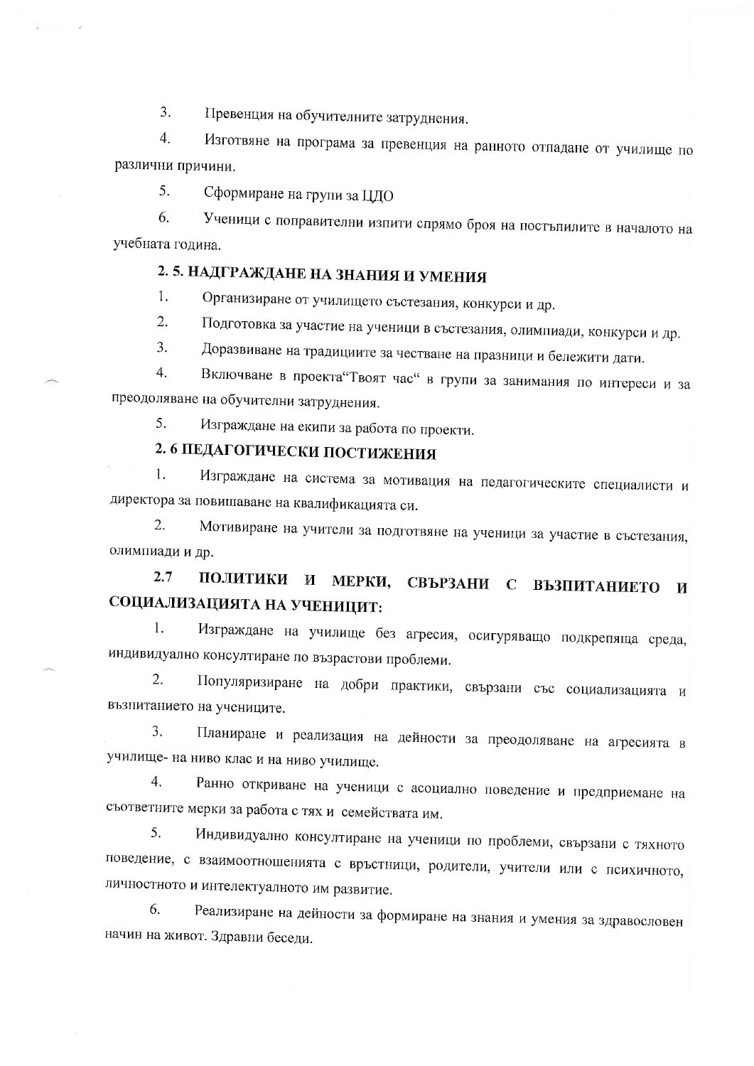3. Превенция на обучителните затруднения.

4. Изготвяне на програма за превенция на ранното отпадане от училище по различни причини.

5. Сформиране на групи за ЦДО

6. Ученици с поправителни изпити спрямо броя на постъпилите в началото на учебната година.

## 2. 5. НАДГРАЖДАНЕ НА ЗНАНИЯ И УМЕНИЯ

1. Организиране от училището състезания, конкурси и др.
2. Подготовка за участие на ученици в състезания, олимпиади, конкурси и др.
3. Доразвиване на традициите за честване на празници и бележити дати.
4. Включване в проекта"Твоят час" в групи за занимания по интереси и за преодоляване на обучителни затруднения.
5. Изграждане на екипи за работа по проекти.

## 2. 6 ПЕДАГОГИЧЕСКИ ПОСТИЖЕНИЯ

1. Изграждане на система за мотивация на педагогическите специалисти и директора за повишаване на квалификацията си.
2. Мотивиране на учители за подготвяне на ученици за участие в състезания, олимпиади и др.

## 2.7 ПОЛИТИКИ И МЕРКИ, СВЪРЗАНИ С ВЪЗПИТАНИЕТО И СОЦИАЛИЗАЦИЯТА НА УЧЕНИЦИТ:

1. Изграждане на училище без агресия, осигуряващо подкрепяща среда, индивидуално консултиране по възрастови проблеми.
2. Популяризиране на добри практики, свързани със социализацията и възпитанието на учениците.
3. Планиране и реализация на дейности за преодоляване на агресията в училище- на ниво клас и на ниво училище.
4. Ранно откриване на ученици с асоциално поведение и предприемане на съответните мерки за работа с тях и семействата им.
5. Индивидуално консултиране на ученици по проблеми, свързани с тяхното поведение, с взаимоотношенията с връстници, родители, учители или с психичното, личностното и интелектуалното им развитие.
6. Реализиране на дейности за формиране на знания и умения за здравословен начин на живот. Здравни беседи.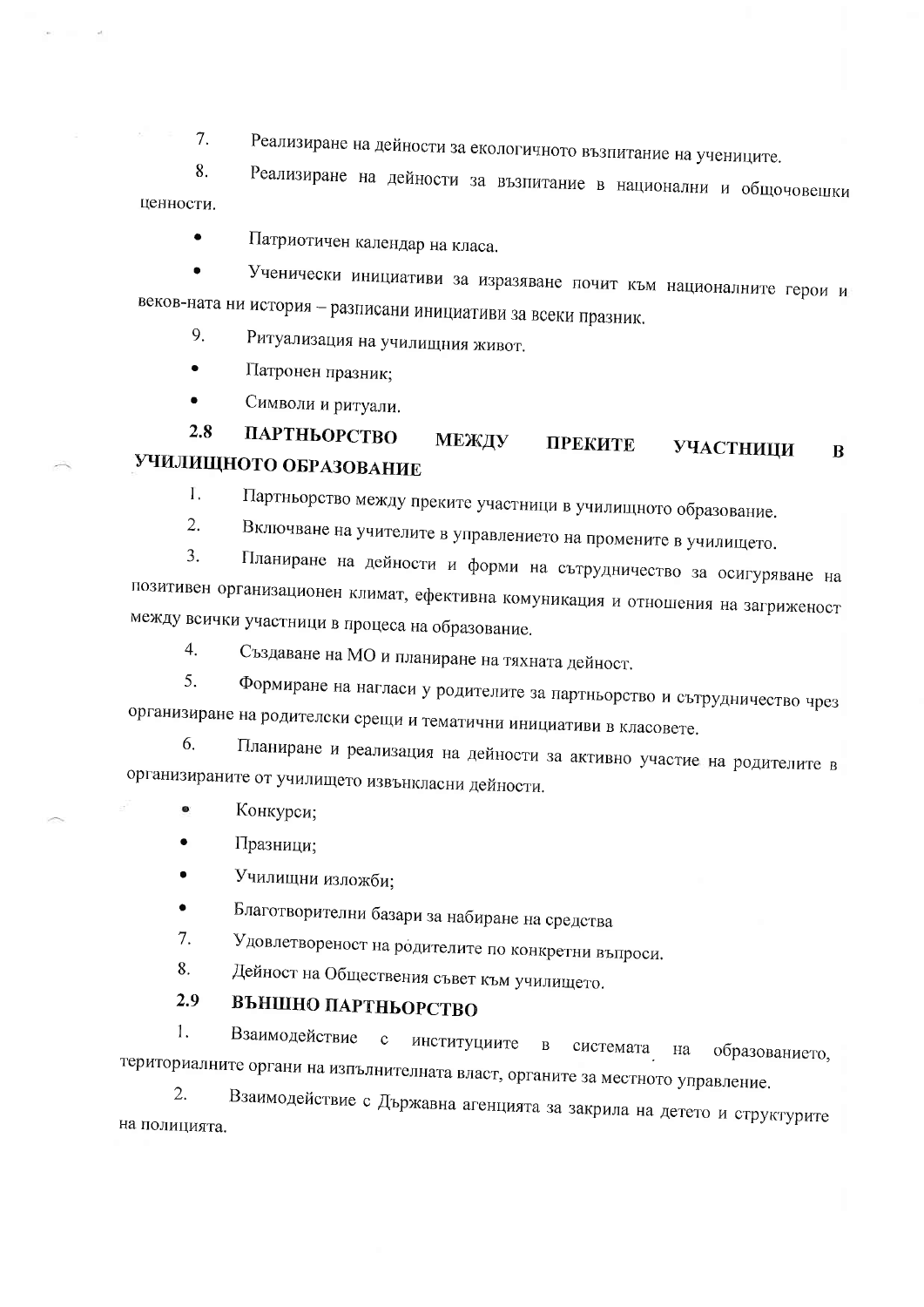7. Реализиране на дейности за екологичното възпитание на учениците.

8. Реализиране на дейности за възпитание в национални и общочовешки ценности.

- Патриотичен календар на класа.
- Ученически инициативи за изразяване почит към националните герои и веков-ната ни история – разписани инициативи за всеки празник.

9. Ритуализация на училищния живот.

- Патронен празник;
- Символи и ритуали.

### 2.8 ПАРТНЬОРСТВО МЕЖДУ ПРЕКИТЕ УЧАСТНИЦИ В УЧИЛИЩНОТО ОБРАЗОВАНИЕ

1. Партньорство между преките участници в училищното образование.
2. Включване на учителите в управлението на промените в училището.
3. Планиране на дейности и форми на сътрудничество за осигуряване на позитивен организационен климат, ефективна комуникация и отношения на загриженост между всички участници в процеса на образование.
4. Създаване на МО и планиране на тяхната дейност.
5. Формиране на нагласи у родителите за партньорство и сътрудничество чрез организиране на родителски срещи и тематични инициативи в класовете.
6. Планиране и реализация на дейности за активно участие на родителите в организираните от училището извънкласни дейности.

- Конкурси;
- Празници;
- Училищни изложби;
- Благотворителни базари за набиране на средства

7. Удовлетвореност на родителите по конкретни въпроси.
8. Дейност на Обществения съвет към училището.

### 2.9 ВЪНШНО ПАРТНЬОРСТВО

1. Взаимодействие с институциите в системата на образованието, териториалните органи на изпълнителната власт, органите за местното управление.
2. Взаимодействие с Държавна агенцията за закрила на детето и структурите на полицията.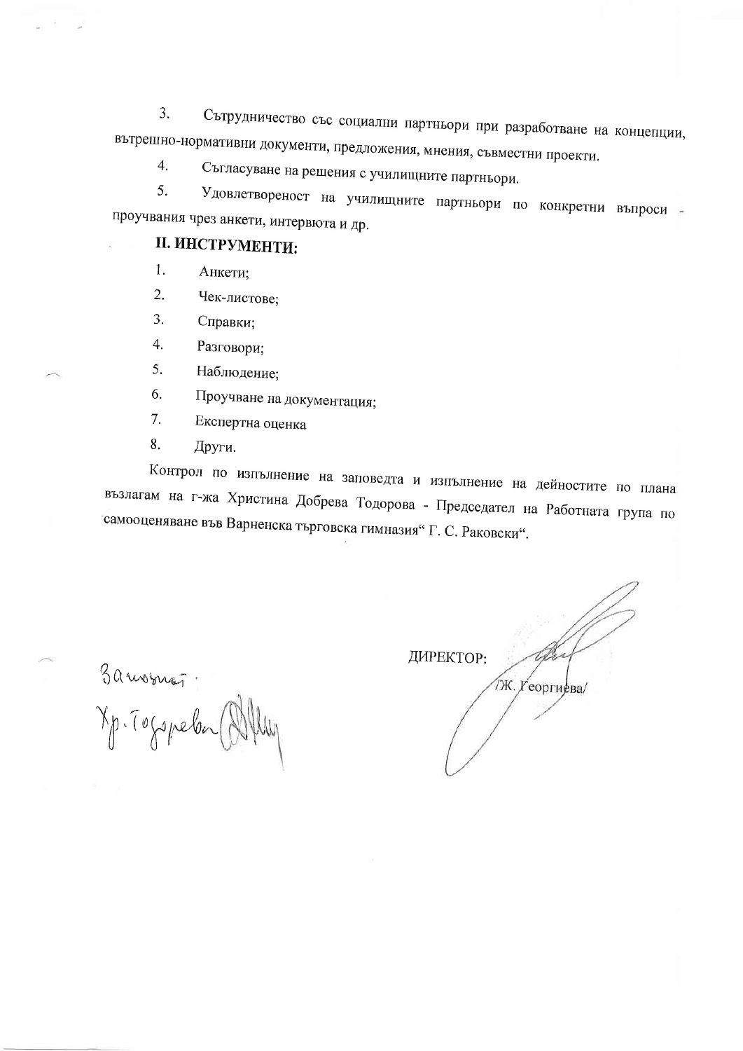3. Сътрудничество със социални партньори при разработване на концепции, вътрешно-нормативни документи, предложения, мнения, съвместни проекти.
4. Съгласуване на решения с училищните партньори.
5. Удовлетвореност на училищните партньори по конкретни въпроси - проучвания чрез анкети, интервюта и др.

## II. ИНСТРУМЕНТИ:

1. Анкети;
2. Чек-листове;
3. Справки;
4. Разговори;
5. Наблюдение;
6. Проучване на документация;
7. Експертна оценка
8. Други.

Контрол по изпълнение на заповедта и изпълнение на дейностите по плана възлагам на г-жа Христина Добрева Тодорова - Председател на Работната група по самооценяване във Варненска търговска гимназия" Г. С. Раковски".

Запознат:
Хр. Тодорова

ДИРЕКТОР:
/Ж. Георгиева/